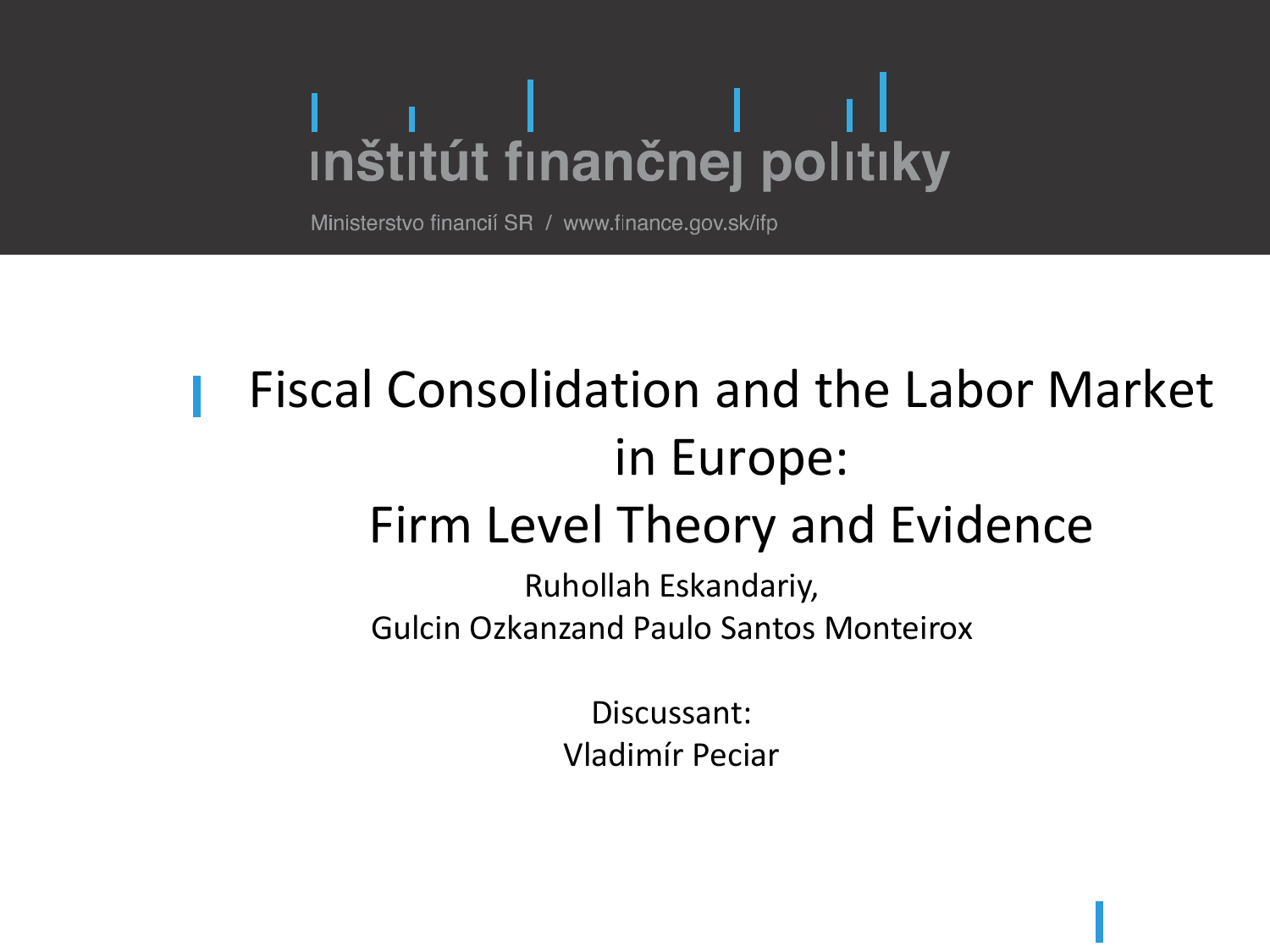inštitút finančnej politiky

Ministerstvo financií SR / www.finance.gov.sk/ifp

# Fiscal Consolidation and the Labor Market in Europe: Firm Level Theory and Evidence

Ruhollah Eskandariy,
Gulcin Ozkanzand Paulo Santos Monteirox

Discussant:
Vladimír Peciar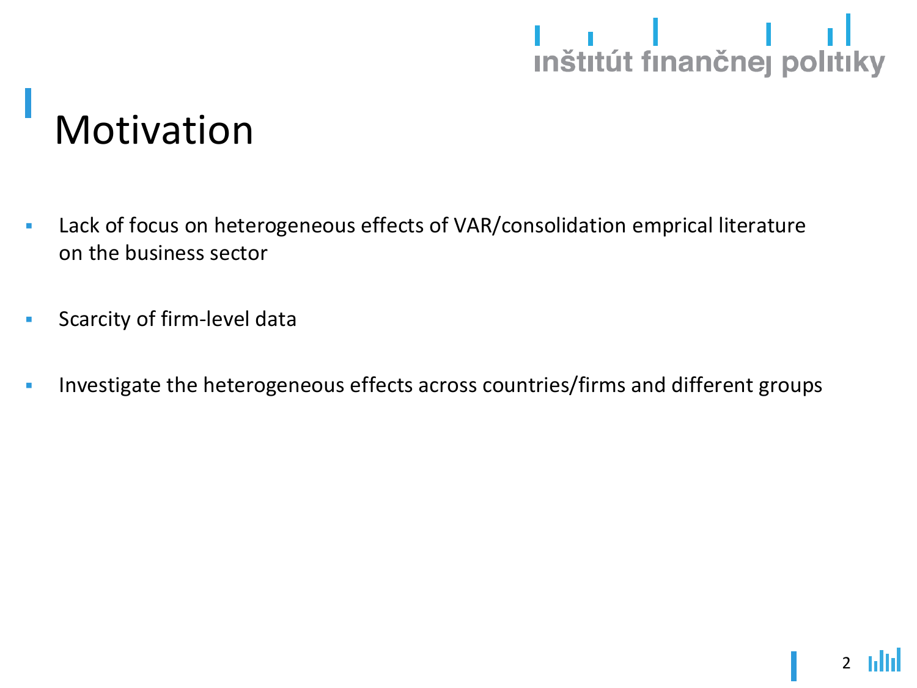# Motivation

- Lack of focus on heterogeneous effects of VAR/consolidation emprical literature on the business sector

- Scarcity of firm-level data

- Investigate the heterogeneous effects across countries/firms and different groups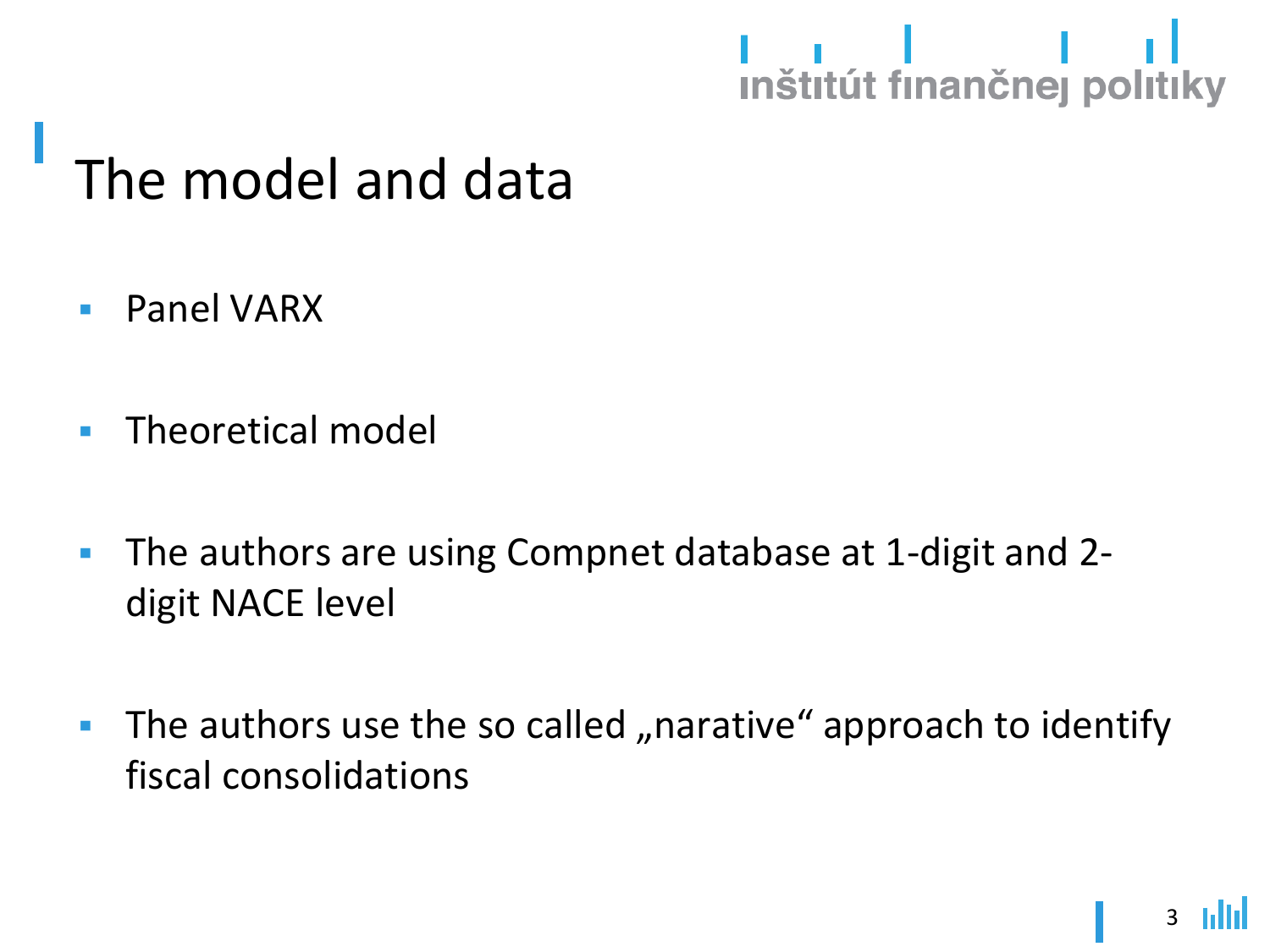# The model and data

- Panel VARX
- Theoretical model
- The authors are using Compnet database at 1-digit and 2-digit NACE level
- The authors use the so called „narative“ approach to identify fiscal consolidations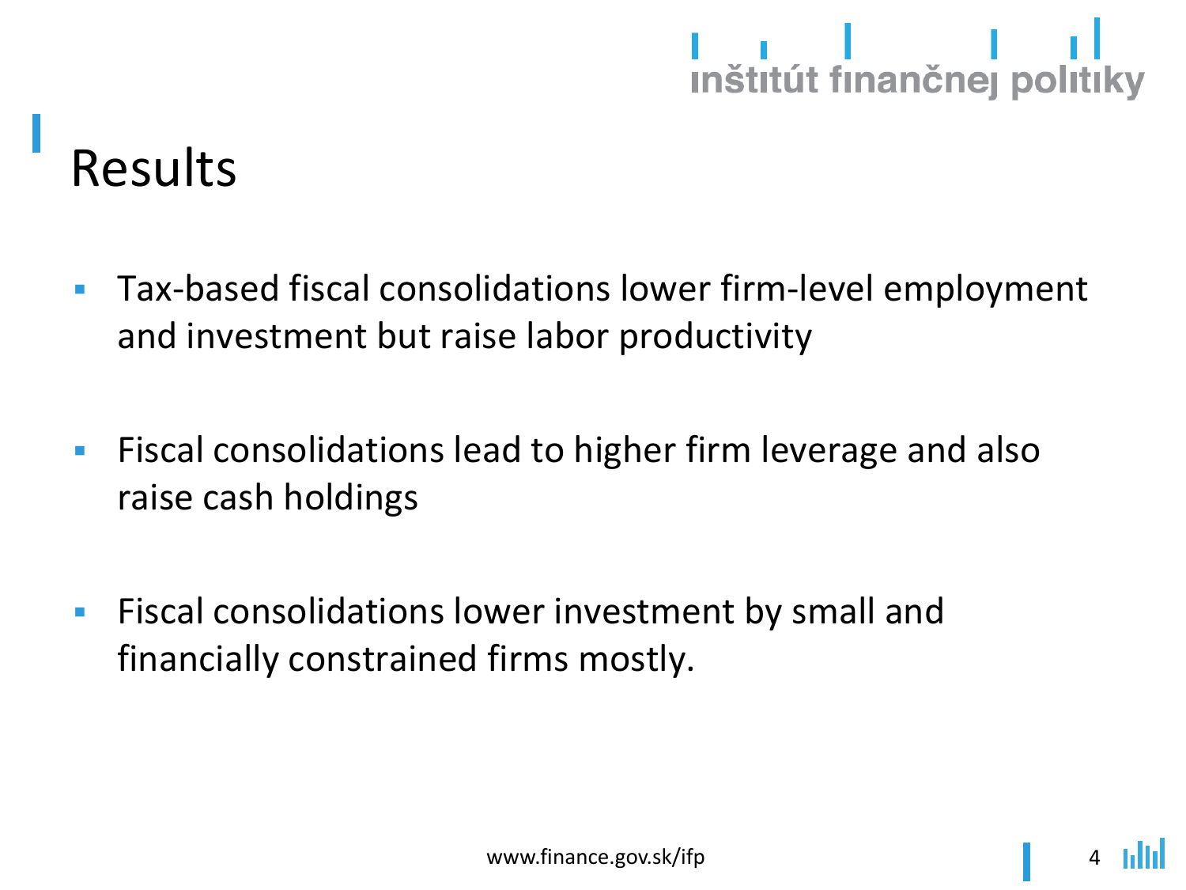# Results

- Tax-based fiscal consolidations lower firm-level employment and investment but raise labor productivity
- Fiscal consolidations lead to higher firm leverage and also raise cash holdings
- Fiscal consolidations lower investment by small and financially constrained firms mostly.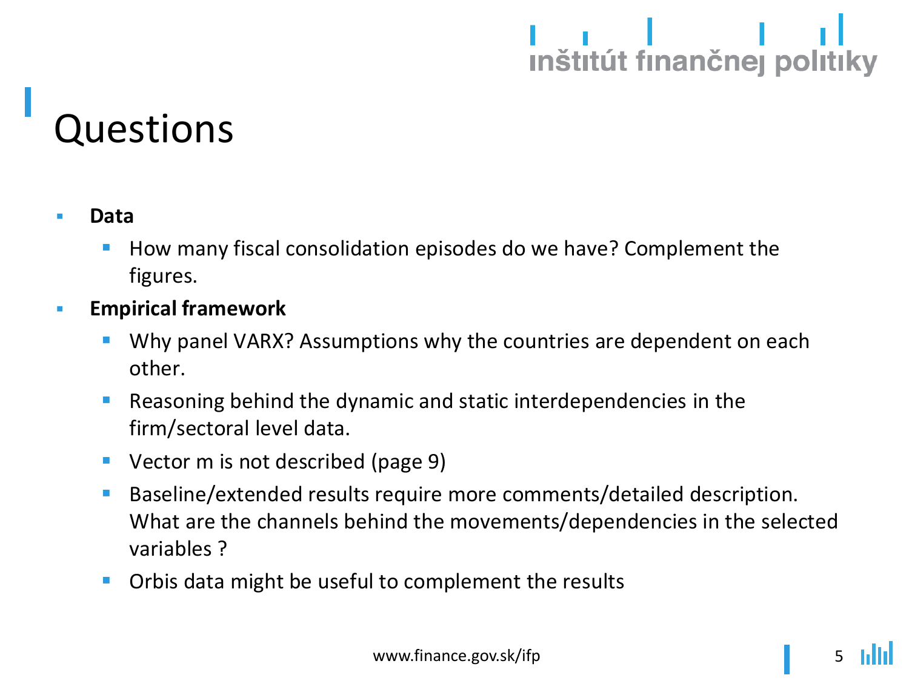# Questions

- **Data**
  - How many fiscal consolidation episodes do we have? Complement the figures.
- **Empirical framework**
  - Why panel VARX? Assumptions why the countries are dependent on each other.
  - Reasoning behind the dynamic and static interdependencies in the firm/sectoral level data.
  - Vector m is not described (page 9)
  - Baseline/extended results require more comments/detailed description. What are the channels behind the movements/dependencies in the selected variables ?
  - Orbis data might be useful to complement the results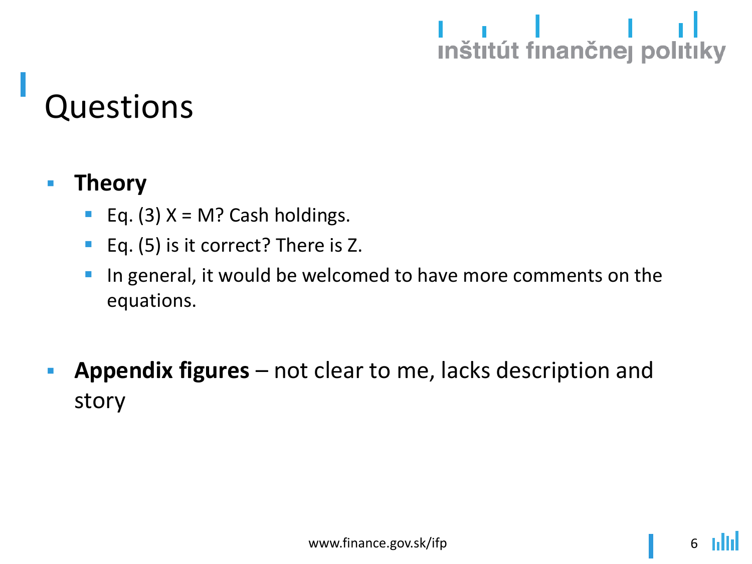# Questions

- **Theory**
  - Eq. (3) $X = M$? Cash holdings.
  - Eq. (5) is it correct? There is $Z$.
  - In general, it would be welcomed to have more comments on the equations.

- **Appendix figures** – not clear to me, lacks description and story